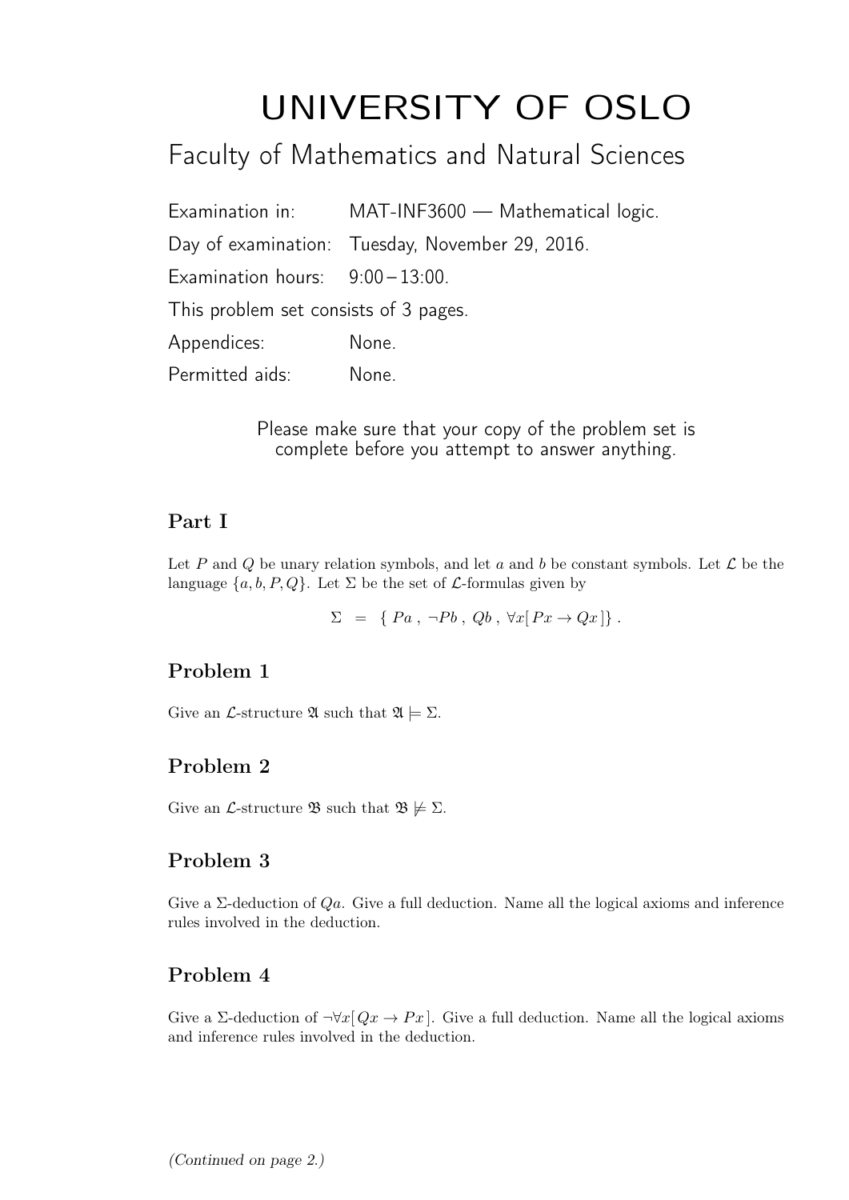# UNIVERSITY OF OSLO

## Faculty of Mathematics and Natural Sciences

Examination in: MAT-INF3600 — Mathematical logic.

Day of examination: Tuesday, November 29, 2016.

Examination hours: 9:00 – 13:00.

This problem set consists of 3 pages.

Appendices: None.

Permitted aids: None.

Please make sure that your copy of the problem set is complete before you attempt to answer anything.

### Part I

Let $P$ and $Q$ be unary relation symbols, and let $a$ and $b$ be constant symbols. Let $\mathcal{L}$ be the language $\{a, b, P, Q\}$. Let $\Sigma$ be the set of $\mathcal{L}$-formulas given by

$$\Sigma \;=\; \{\; Pa \;,\; \neg Pb \;,\; Qb \;,\; \forall x[\, Px \rightarrow Qx \,]\} \;.$$

### Problem 1

Give an $\mathcal{L}$-structure $\mathfrak{A}$ such that $\mathfrak{A} \models \Sigma$.

### Problem 2

Give an $\mathcal{L}$-structure $\mathfrak{B}$ such that $\mathfrak{B} \not\models \Sigma$.

### Problem 3

Give a $\Sigma$-deduction of $Qa$. Give a full deduction. Name all the logical axioms and inference rules involved in the deduction.

### Problem 4

Give a $\Sigma$-deduction of $\neg\forall x[\, Qx \rightarrow Px \,]$. Give a full deduction. Name all the logical axioms and inference rules involved in the deduction.

*(Continued on page 2.)*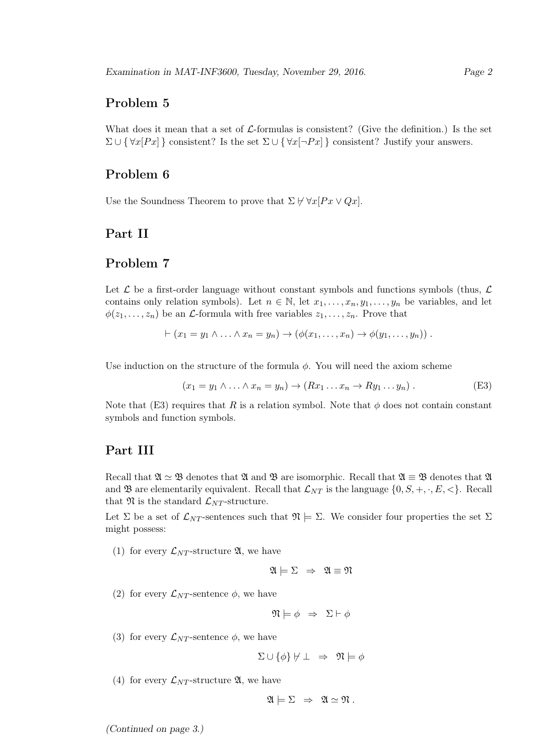## Problem 5

What does it mean that a set of $\mathcal{L}$-formulas is consistent? (Give the definition.) Is the set $\Sigma \cup \{ \forall x[Px] \}$ consistent? Is the set $\Sigma \cup \{ \forall x[\neg Px] \}$ consistent? Justify your answers.

## Problem 6

Use the Soundness Theorem to prove that $\Sigma \not\vdash \forall x[Px \vee Qx]$.

# Part II

## Problem 7

Let $\mathcal{L}$ be a first-order language without constant symbols and functions symbols (thus, $\mathcal{L}$ contains only relation symbols). Let $n \in \mathbb{N}$, let $x_1, \ldots, x_n, y_1, \ldots, y_n$ be variables, and let $\phi(z_1, \ldots, z_n)$ be an $\mathcal{L}$-formula with free variables $z_1, \ldots, z_n$. Prove that

$$\vdash (x_1 = y_1 \wedge \ldots \wedge x_n = y_n) \rightarrow (\phi(x_1, \ldots, x_n) \rightarrow \phi(y_1, \ldots, y_n)) .$$

Use induction on the structure of the formula $\phi$. You will need the axiom scheme

$$(x_1 = y_1 \wedge \ldots \wedge x_n = y_n) \rightarrow (Rx_1 \ldots x_n \rightarrow Ry_1 \ldots y_n) . \tag{E3}$$

Note that (E3) requires that $R$ is a relation symbol. Note that $\phi$ does not contain constant symbols and function symbols.

# Part III

Recall that $\mathfrak{A} \simeq \mathfrak{B}$ denotes that $\mathfrak{A}$ and $\mathfrak{B}$ are isomorphic. Recall that $\mathfrak{A} \equiv \mathfrak{B}$ denotes that $\mathfrak{A}$ and $\mathfrak{B}$ are elementarily equivalent. Recall that $\mathcal{L}_{NT}$ is the language $\{0, S, +, \cdot, E, <\}$. Recall that $\mathfrak{N}$ is the standard $\mathcal{L}_{NT}$-structure.

Let $\Sigma$ be a set of $\mathcal{L}_{NT}$-sentences such that $\mathfrak{N} \models \Sigma$. We consider four properties the set $\Sigma$ might possess:

(1) for every $\mathcal{L}_{NT}$-structure $\mathfrak{A}$, we have

$$\mathfrak{A} \models \Sigma \;\; \Rightarrow \;\; \mathfrak{A} \equiv \mathfrak{N}$$

(2) for every $\mathcal{L}_{NT}$-sentence $\phi$, we have

$$\mathfrak{N} \models \phi \;\; \Rightarrow \;\; \Sigma \vdash \phi$$

(3) for every $\mathcal{L}_{NT}$-sentence $\phi$, we have

$$\Sigma \cup \{\phi\} \not\vdash \bot \;\; \Rightarrow \;\; \mathfrak{N} \models \phi$$

(4) for every $\mathcal{L}_{NT}$-structure $\mathfrak{A}$, we have

$$\mathfrak{A} \models \Sigma \;\; \Rightarrow \;\; \mathfrak{A} \simeq \mathfrak{N} .$$

*(Continued on page 3.)*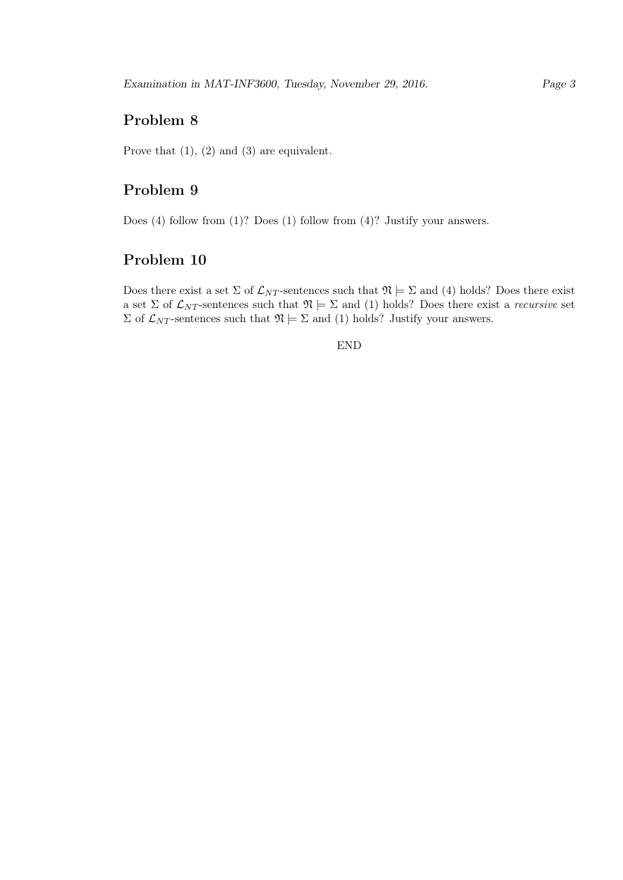## Problem 8

Prove that (1), (2) and (3) are equivalent.

## Problem 9

Does (4) follow from (1)? Does (1) follow from (4)? Justify your answers.

## Problem 10

Does there exist a set $\Sigma$ of $\mathcal{L}_{NT}$-sentences such that $\mathfrak{N} \models \Sigma$ and (4) holds? Does there exist a set $\Sigma$ of $\mathcal{L}_{NT}$-sentences such that $\mathfrak{N} \models \Sigma$ and (1) holds? Does there exist a *recursive* set $\Sigma$ of $\mathcal{L}_{NT}$-sentences such that $\mathfrak{N} \models \Sigma$ and (1) holds? Justify your answers.

END